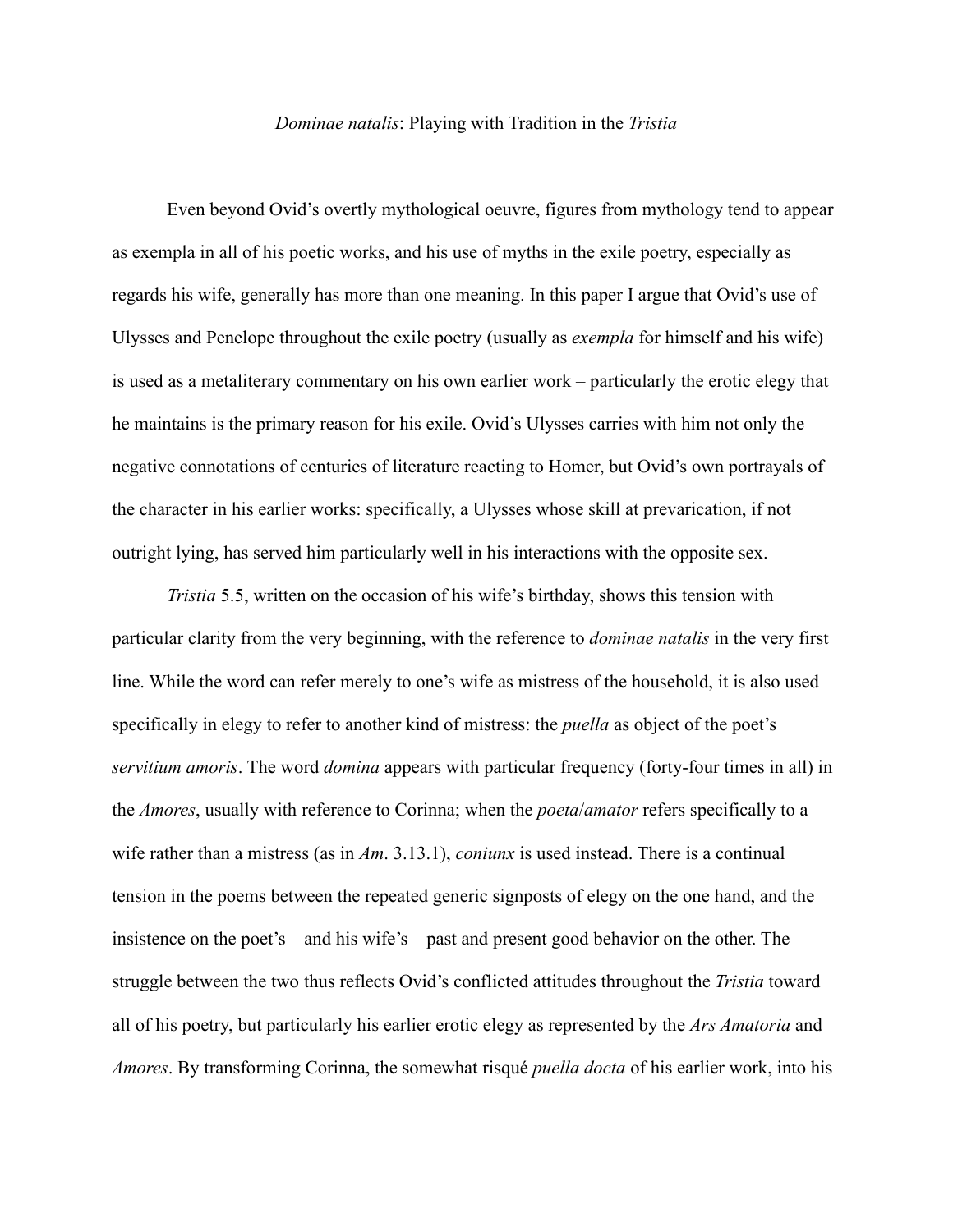# *Dominae natalis*: Playing with Tradition in the *Tristia*

Even beyond Ovid's overtly mythological oeuvre, figures from mythology tend to appear as exempla in all of his poetic works, and his use of myths in the exile poetry, especially as regards his wife, generally has more than one meaning. In this paper I argue that Ovid's use of Ulysses and Penelope throughout the exile poetry (usually as *exempla* for himself and his wife) is used as a metaliterary commentary on his own earlier work – particularly the erotic elegy that he maintains is the primary reason for his exile. Ovid's Ulysses carries with him not only the negative connotations of centuries of literature reacting to Homer, but Ovid's own portrayals of the character in his earlier works: specifically, a Ulysses whose skill at prevarication, if not outright lying, has served him particularly well in his interactions with the opposite sex.

*Tristia* 5.5, written on the occasion of his wife's birthday, shows this tension with particular clarity from the very beginning, with the reference to *dominae natalis* in the very first line. While the word can refer merely to one's wife as mistress of the household, it is also used specifically in elegy to refer to another kind of mistress: the *puella* as object of the poet's *servitium amoris*. The word *domina* appears with particular frequency (forty-four times in all) in the *Amores*, usually with reference to Corinna; when the *poeta*/*amator* refers specifically to a wife rather than a mistress (as in *Am*. 3.13.1), *coniunx* is used instead. There is a continual tension in the poems between the repeated generic signposts of elegy on the one hand, and the insistence on the poet's – and his wife's – past and present good behavior on the other. The struggle between the two thus reflects Ovid's conflicted attitudes throughout the *Tristia* toward all of his poetry, but particularly his earlier erotic elegy as represented by the *Ars Amatoria* and *Amores*. By transforming Corinna, the somewhat risqué *puella docta* of his earlier work, into his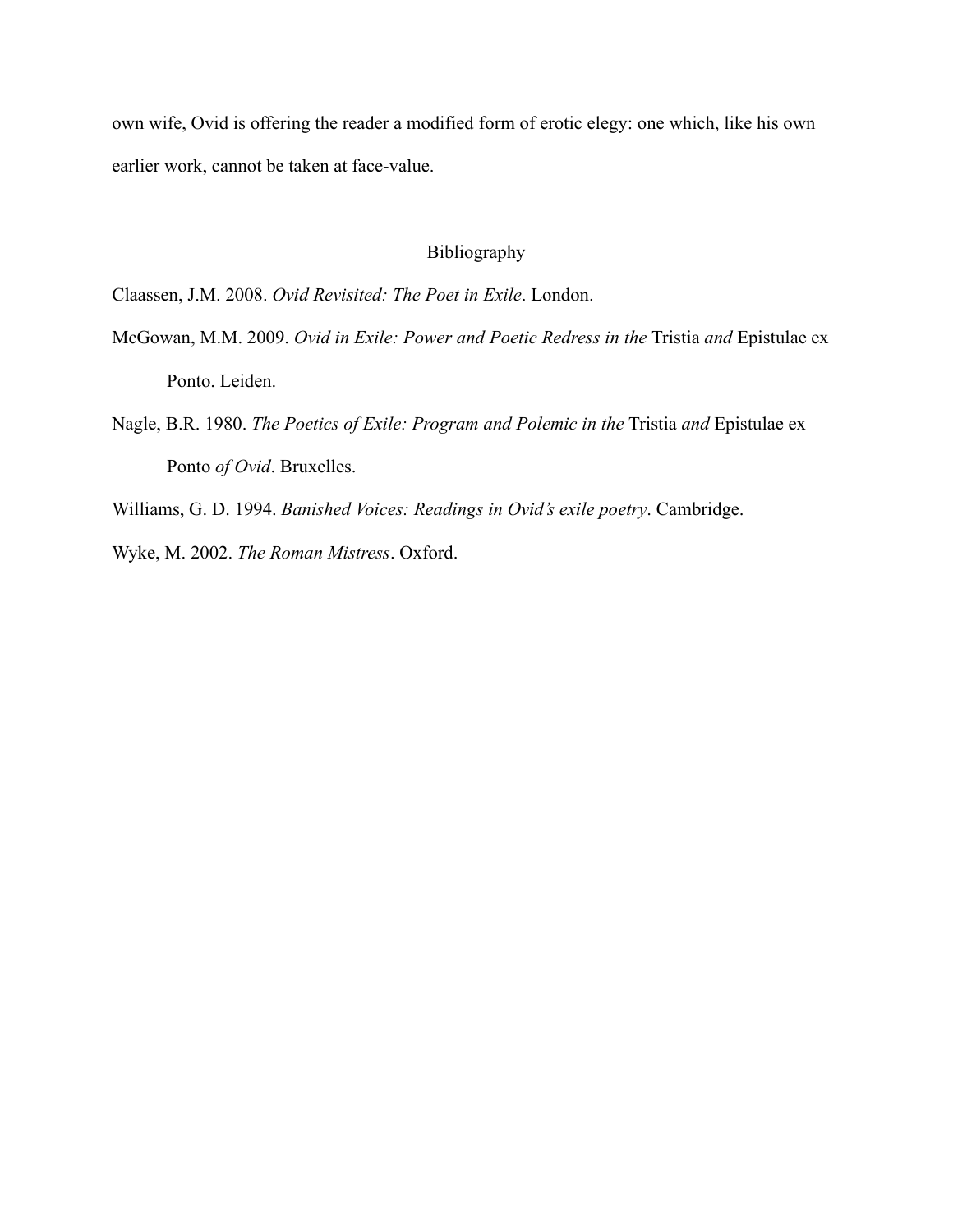own wife, Ovid is offering the reader a modified form of erotic elegy: one which, like his own earlier work, cannot be taken at face-value.

## Bibliography

Claassen, J.M. 2008. *Ovid Revisited: The Poet in Exile*. London.

McGowan, M.M. 2009. *Ovid in Exile: Power and Poetic Redress in the* Tristia *and* Epistulae ex Ponto. Leiden.

Nagle, B.R. 1980. *The Poetics of Exile: Program and Polemic in the* Tristia *and* Epistulae ex Ponto *of Ovid*. Bruxelles.

Williams, G. D. 1994. *Banished Voices: Readings in Ovid's exile poetry*. Cambridge.

Wyke, M. 2002. *The Roman Mistress*. Oxford.